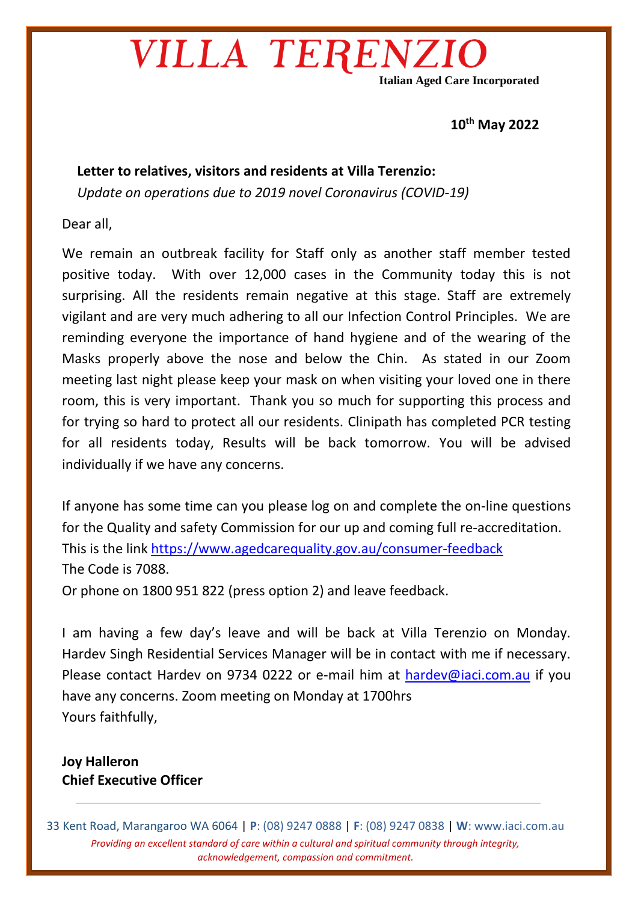# VILLA TERENZIO

**Italian Aged Care Incorporated**

**10th May 2022**

**Letter to relatives, visitors and residents at Villa Terenzio:**

*Update on operations due to 2019 novel Coronavirus (COVID-19)*

Dear all,

We remain an outbreak facility for Staff only as another staff member tested positive today. With over 12,000 cases in the Community today this is not surprising. All the residents remain negative at this stage. Staff are extremely vigilant and are very much adhering to all our Infection Control Principles. We are reminding everyone the importance of hand hygiene and of the wearing of the Masks properly above the nose and below the Chin. As stated in our Zoom meeting last night please keep your mask on when visiting your loved one in there room, this is very important. Thank you so much for supporting this process and for trying so hard to protect all our residents. Clinipath has completed PCR testing for all residents today, Results will be back tomorrow. You will be advised individually if we have any concerns.

If anyone has some time can you please log on and complete the on-line questions for the Quality and safety Commission for our up and coming full re-accreditation.
This is the link https://www.agedcarequality.gov.au/consumer-feedback
The Code is 7088.
Or phone on 1800 951 822 (press option 2) and leave feedback.

I am having a few day's leave and will be back at Villa Terenzio on Monday. Hardev Singh Residential Services Manager will be in contact with me if necessary. Please contact Hardev on 9734 0222 or e-mail him at hardev@iaci.com.au if you have any concerns. Zoom meeting on Monday at 1700hrs
Yours faithfully,

**Joy Halleron**
**Chief Executive Officer**

33 Kent Road, Marangaroo WA 6064 | **P**: (08) 9247 0888 | **F**: (08) 9247 0838 | **W**: www.iaci.com.au

*Providing an excellent standard of care within a cultural and spiritual community through integrity, acknowledgement, compassion and commitment.*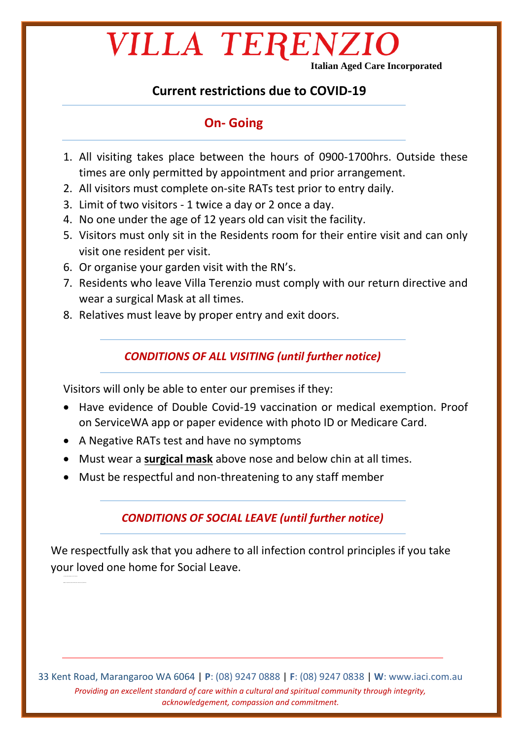# VILLA TERENZIO

**Italian Aged Care Incorporated**

## Current restrictions due to COVID-19

## On- Going

1. All visiting takes place between the hours of 0900-1700hrs. Outside these times are only permitted by appointment and prior arrangement.
2. All visitors must complete on-site RATs test prior to entry daily.
3. Limit of two visitors - 1 twice a day or 2 once a day.
4. No one under the age of 12 years old can visit the facility.
5. Visitors must only sit in the Residents room for their entire visit and can only visit one resident per visit.
6. Or organise your garden visit with the RN's.
7. Residents who leave Villa Terenzio must comply with our return directive and wear a surgical Mask at all times.
8. Relatives must leave by proper entry and exit doors.

### *CONDITIONS OF ALL VISITING (until further notice)*

Visitors will only be able to enter our premises if they:

- Have evidence of Double Covid-19 vaccination or medical exemption. Proof on ServiceWA app or paper evidence with photo ID or Medicare Card.
- A Negative RATs test and have no symptoms
- Must wear a **surgical mask** above nose and below chin at all times.
- Must be respectful and non-threatening to any staff member

### *CONDITIONS OF SOCIAL LEAVE (until further notice)*

We respectfully ask that you adhere to all infection control principles if you take your loved one home for Social Leave.

33 Kent Road, Marangaroo WA 6064 | **P**: (08) 9247 0888 | **F**: (08) 9247 0838 | **W**: www.iaci.com.au

*Providing an excellent standard of care within a cultural and spiritual community through integrity, acknowledgement, compassion and commitment.*